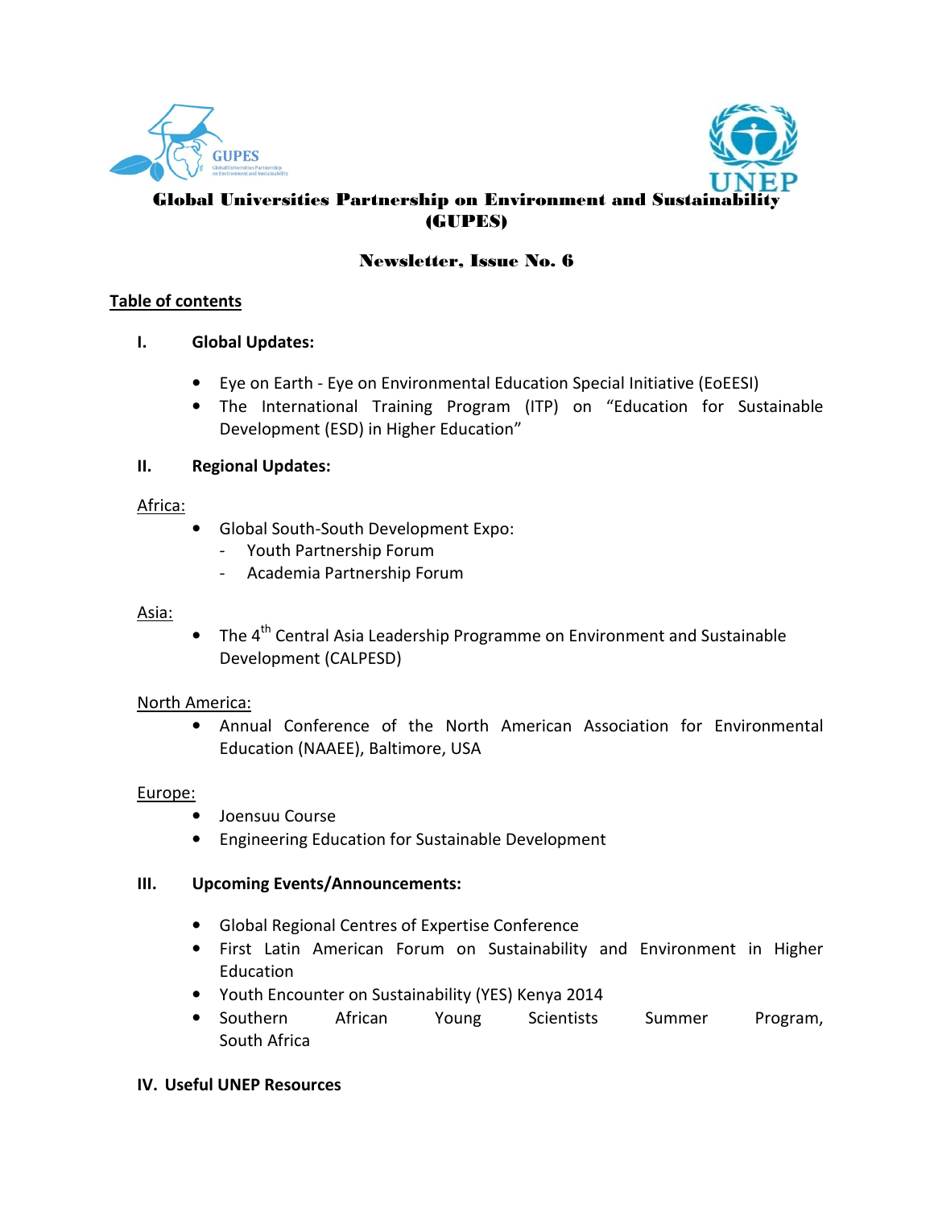# Global Universities Partnership on Environment and Sustainability (GUPES)

## Newsletter, Issue No. 6

**Table of contents**

**I. Global Updates:**

- Eye on Earth - Eye on Environmental Education Special Initiative (EoEESI)
- The International Training Program (ITP) on "Education for Sustainable Development (ESD) in Higher Education"

**II. Regional Updates:**

Africa:

- Global South-South Development Expo:
  - Youth Partnership Forum
  - Academia Partnership Forum

Asia:

- The 4th Central Asia Leadership Programme on Environment and Sustainable Development (CALPESD)

North America:

- Annual Conference of the North American Association for Environmental Education (NAAEE), Baltimore, USA

Europe:

- Joensuu Course
- Engineering Education for Sustainable Development

**III. Upcoming Events/Announcements:**

- Global Regional Centres of Expertise Conference
- First Latin American Forum on Sustainability and Environment in Higher Education
- Youth Encounter on Sustainability (YES) Kenya 2014
- Southern African Young Scientists Summer Program, South Africa

**IV. Useful UNEP Resources**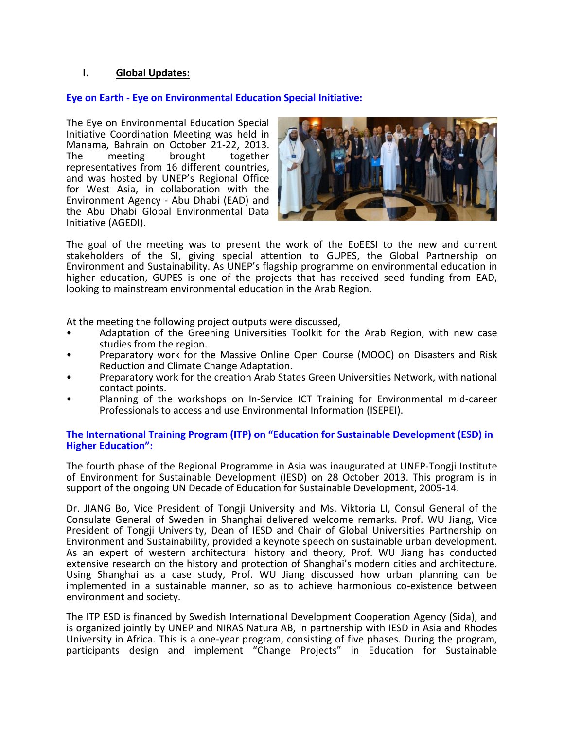## I. Global Updates:

### Eye on Earth - Eye on Environmental Education Special Initiative:

The Eye on Environmental Education Special Initiative Coordination Meeting was held in Manama, Bahrain on October 21-22, 2013. The meeting brought together representatives from 16 different countries, and was hosted by UNEP's Regional Office for West Asia, in collaboration with the Environment Agency - Abu Dhabi (EAD) and the Abu Dhabi Global Environmental Data Initiative (AGEDI).

The goal of the meeting was to present the work of the EoEESI to the new and current stakeholders of the SI, giving special attention to GUPES, the Global Partnership on Environment and Sustainability. As UNEP's flagship programme on environmental education in higher education, GUPES is one of the projects that has received seed funding from EAD, looking to mainstream environmental education in the Arab Region.

At the meeting the following project outputs were discussed,

- Adaptation of the Greening Universities Toolkit for the Arab Region, with new case studies from the region.
- Preparatory work for the Massive Online Open Course (MOOC) on Disasters and Risk Reduction and Climate Change Adaptation.
- Preparatory work for the creation Arab States Green Universities Network, with national contact points.
- Planning of the workshops on In-Service ICT Training for Environmental mid-career Professionals to access and use Environmental Information (ISEPEI).

### The International Training Program (ITP) on "Education for Sustainable Development (ESD) in Higher Education":

The fourth phase of the Regional Programme in Asia was inaugurated at UNEP-Tongji Institute of Environment for Sustainable Development (IESD) on 28 October 2013. This program is in support of the ongoing UN Decade of Education for Sustainable Development, 2005-14.

Dr. JIANG Bo, Vice President of Tongji University and Ms. Viktoria LI, Consul General of the Consulate General of Sweden in Shanghai delivered welcome remarks. Prof. WU Jiang, Vice President of Tongji University, Dean of IESD and Chair of Global Universities Partnership on Environment and Sustainability, provided a keynote speech on sustainable urban development. As an expert of western architectural history and theory, Prof. WU Jiang has conducted extensive research on the history and protection of Shanghai's modern cities and architecture. Using Shanghai as a case study, Prof. WU Jiang discussed how urban planning can be implemented in a sustainable manner, so as to achieve harmonious co-existence between environment and society.

The ITP ESD is financed by Swedish International Development Cooperation Agency (Sida), and is organized jointly by UNEP and NIRAS Natura AB, in partnership with IESD in Asia and Rhodes University in Africa. This is a one-year program, consisting of five phases. During the program, participants design and implement "Change Projects" in Education for Sustainable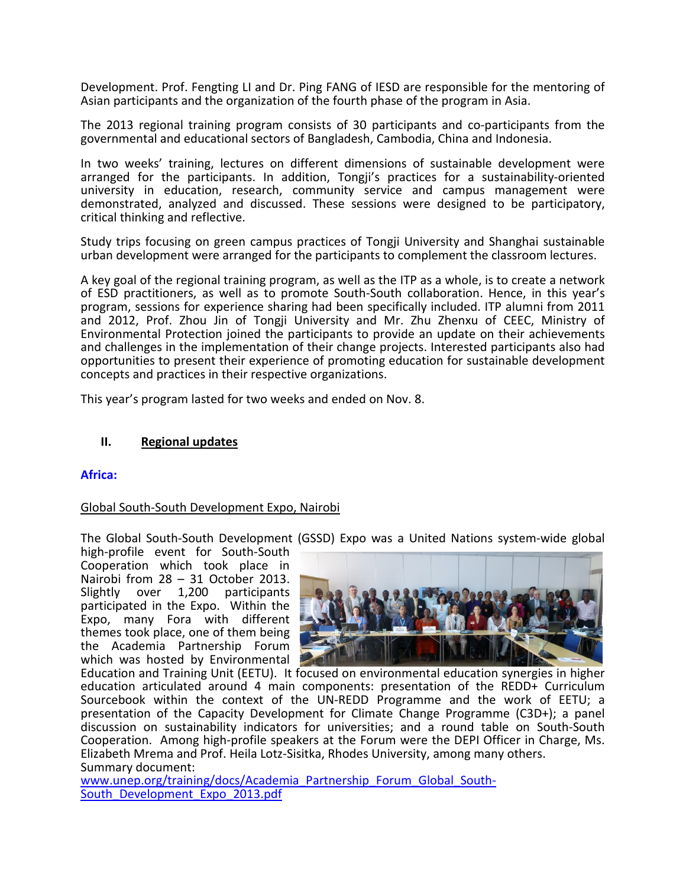Development. Prof. Fengting LI and Dr. Ping FANG of IESD are responsible for the mentoring of Asian participants and the organization of the fourth phase of the program in Asia.

The 2013 regional training program consists of 30 participants and co-participants from the governmental and educational sectors of Bangladesh, Cambodia, China and Indonesia.

In two weeks' training, lectures on different dimensions of sustainable development were arranged for the participants. In addition, Tongji's practices for a sustainability-oriented university in education, research, community service and campus management were demonstrated, analyzed and discussed. These sessions were designed to be participatory, critical thinking and reflective.

Study trips focusing on green campus practices of Tongji University and Shanghai sustainable urban development were arranged for the participants to complement the classroom lectures.

A key goal of the regional training program, as well as the ITP as a whole, is to create a network of ESD practitioners, as well as to promote South-South collaboration. Hence, in this year's program, sessions for experience sharing had been specifically included. ITP alumni from 2011 and 2012, Prof. Zhou Jin of Tongji University and Mr. Zhu Zhenxu of CEEC, Ministry of Environmental Protection joined the participants to provide an update on their achievements and challenges in the implementation of their change projects. Interested participants also had opportunities to present their experience of promoting education for sustainable development concepts and practices in their respective organizations.

This year's program lasted for two weeks and ended on Nov. 8.

## II. Regional updates

### Africa:

#### Global South-South Development Expo, Nairobi

The Global South-South Development (GSSD) Expo was a United Nations system-wide global high-profile event for South-South Cooperation which took place in Nairobi from 28 – 31 October 2013. Slightly over 1,200 participants participated in the Expo. Within the Expo, many Fora with different themes took place, one of them being the Academia Partnership Forum which was hosted by Environmental Education and Training Unit (EETU). It focused on environmental education synergies in higher education articulated around 4 main components: presentation of the REDD+ Curriculum Sourcebook within the context of the UN-REDD Programme and the work of EETU; a presentation of the Capacity Development for Climate Change Programme (C3D+); a panel discussion on sustainability indicators for universities; and a round table on South-South Cooperation. Among high-profile speakers at the Forum were the DEPI Officer in Charge, Ms. Elizabeth Mrema and Prof. Heila Lotz-Sisitka, Rhodes University, among many others.

Summary document:
www.unep.org/training/docs/Academia_Partnership_Forum_Global_South-South_Development_Expo_2013.pdf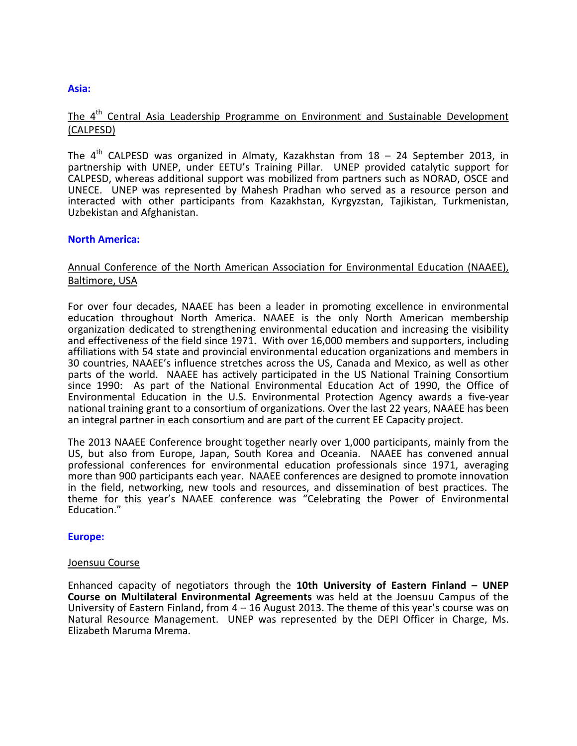**Asia:**

The 4th Central Asia Leadership Programme on Environment and Sustainable Development (CALPESD)

The 4th CALPESD was organized in Almaty, Kazakhstan from 18 – 24 September 2013, in partnership with UNEP, under EETU's Training Pillar. UNEP provided catalytic support for CALPESD, whereas additional support was mobilized from partners such as NORAD, OSCE and UNECE. UNEP was represented by Mahesh Pradhan who served as a resource person and interacted with other participants from Kazakhstan, Kyrgyzstan, Tajikistan, Turkmenistan, Uzbekistan and Afghanistan.

**North America:**

Annual Conference of the North American Association for Environmental Education (NAAEE), Baltimore, USA

For over four decades, NAAEE has been a leader in promoting excellence in environmental education throughout North America. NAAEE is the only North American membership organization dedicated to strengthening environmental education and increasing the visibility and effectiveness of the field since 1971. With over 16,000 members and supporters, including affiliations with 54 state and provincial environmental education organizations and members in 30 countries, NAAEE's influence stretches across the US, Canada and Mexico, as well as other parts of the world. NAAEE has actively participated in the US National Training Consortium since 1990: As part of the National Environmental Education Act of 1990, the Office of Environmental Education in the U.S. Environmental Protection Agency awards a five-year national training grant to a consortium of organizations. Over the last 22 years, NAAEE has been an integral partner in each consortium and are part of the current EE Capacity project.

The 2013 NAAEE Conference brought together nearly over 1,000 participants, mainly from the US, but also from Europe, Japan, South Korea and Oceania. NAAEE has convened annual professional conferences for environmental education professionals since 1971, averaging more than 900 participants each year. NAAEE conferences are designed to promote innovation in the field, networking, new tools and resources, and dissemination of best practices. The theme for this year's NAAEE conference was "Celebrating the Power of Environmental Education."

**Europe:**

Joensuu Course

Enhanced capacity of negotiators through the **10th University of Eastern Finland – UNEP Course on Multilateral Environmental Agreements** was held at the Joensuu Campus of the University of Eastern Finland, from 4 – 16 August 2013. The theme of this year's course was on Natural Resource Management. UNEP was represented by the DEPI Officer in Charge, Ms. Elizabeth Maruma Mrema.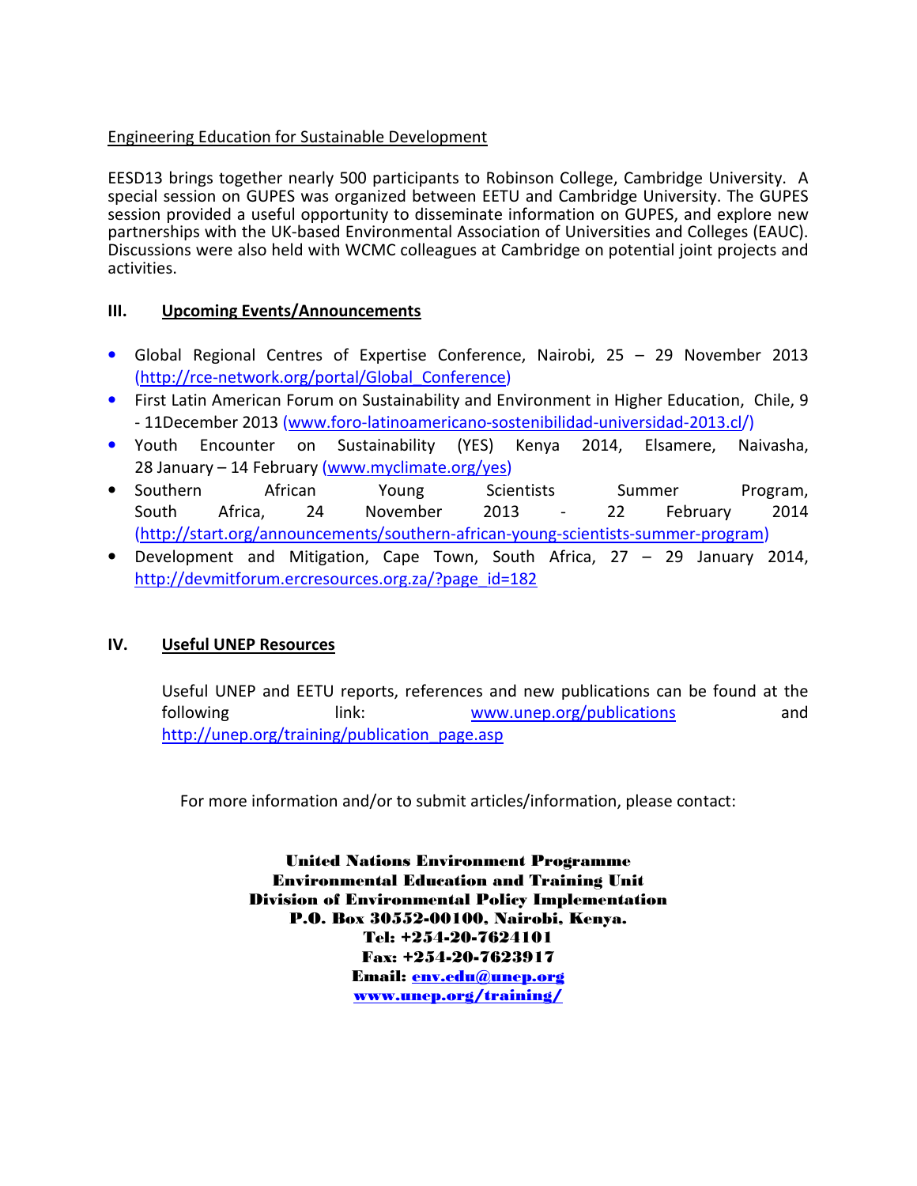Engineering Education for Sustainable Development

EESD13 brings together nearly 500 participants to Robinson College, Cambridge University. A special session on GUPES was organized between EETU and Cambridge University. The GUPES session provided a useful opportunity to disseminate information on GUPES, and explore new partnerships with the UK-based Environmental Association of Universities and Colleges (EAUC). Discussions were also held with WCMC colleagues at Cambridge on potential joint projects and activities.

## III. Upcoming Events/Announcements

- Global Regional Centres of Expertise Conference, Nairobi, 25 – 29 November 2013 (http://rce-network.org/portal/Global_Conference)
- First Latin American Forum on Sustainability and Environment in Higher Education, Chile, 9 - 11December 2013 (www.foro-latinoamericano-sostenibilidad-universidad-2013.cl/)
- Youth Encounter on Sustainability (YES) Kenya 2014, Elsamere, Naivasha, 28 January – 14 February (www.myclimate.org/yes)
- Southern African Young Scientists Summer Program, South Africa, 24 November 2013 - 22 February 2014 (http://start.org/announcements/southern-african-young-scientists-summer-program)
- Development and Mitigation, Cape Town, South Africa, 27 – 29 January 2014, http://devmitforum.ercresources.org.za/?page_id=182

## IV. Useful UNEP Resources

Useful UNEP and EETU reports, references and new publications can be found at the following link: www.unep.org/publications and http://unep.org/training/publication_page.asp

For more information and/or to submit articles/information, please contact:

**United Nations Environment Programme**
**Environmental Education and Training Unit**
**Division of Environmental Policy Implementation**
**P.O. Box 30552-00100, Nairobi, Kenya.**
**Tel: +254-20-7624101**
**Fax: +254-20-7623917**
**Email: env.edu@unep.org**
**www.unep.org/training/**